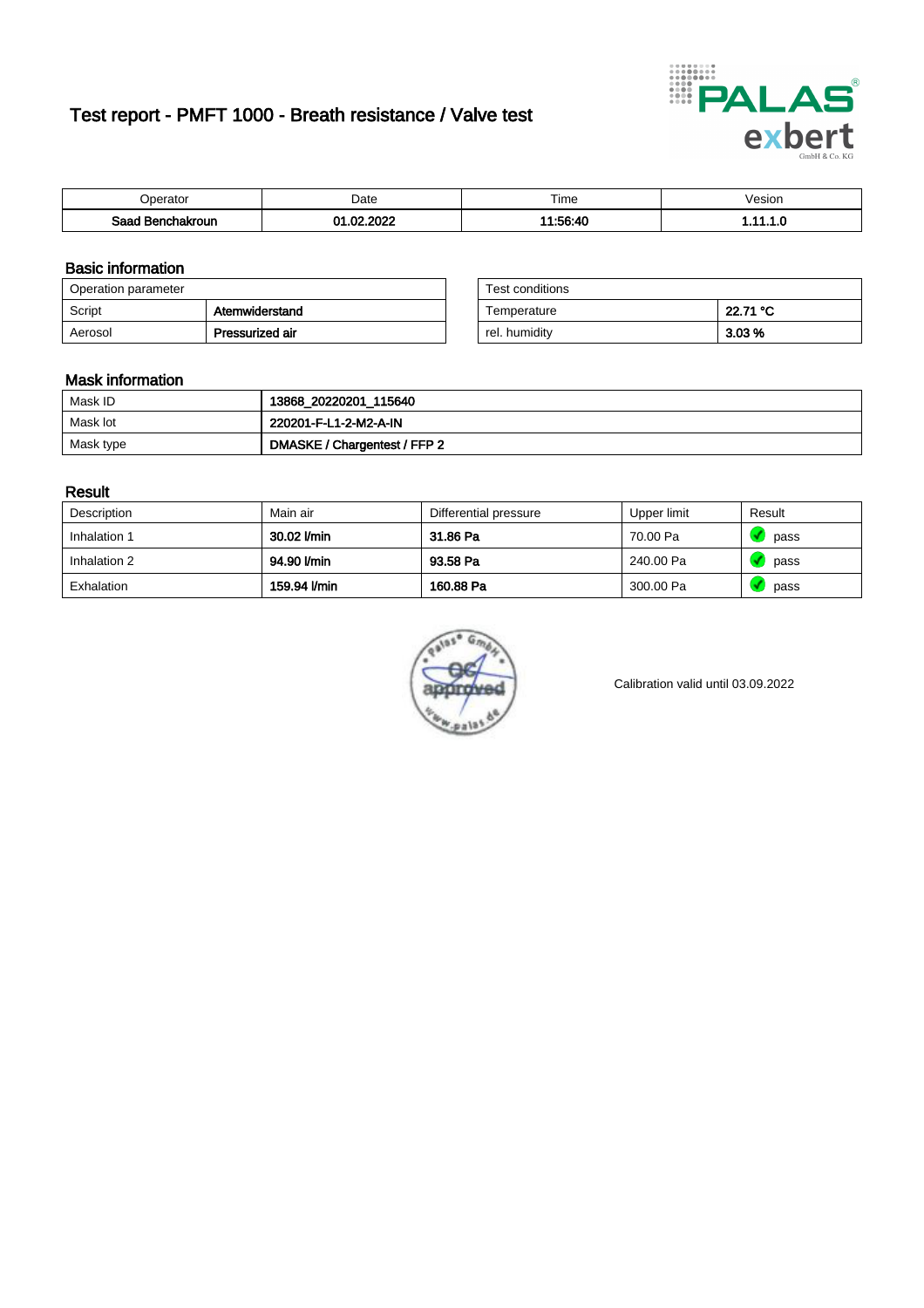# Test report - PMFT 1000 - Breath resistance / Valve test

| Operator | Date | Time | Vesion |
|---|---|---|---|
| **Saad Benchakroun** | **01.02.2022** | **11:56:40** | **1.11.1.0** |

## Basic information

| Operation parameter | |
|---|---|
| Script | **Atemwiderstand** |
| Aerosol | **Pressurized air** |

| Test conditions | |
|---|---|
| Temperature | **22.71 °C** |
| rel. humidity | **3.03 %** |

## Mask information

| | |
|---|---|
| Mask ID | **13868_20220201_115640** |
| Mask lot | **220201-F-L1-2-M2-A-IN** |
| Mask type | **DMASKE / Chargentest / FFP 2** |

## Result

| Description | Main air | Differential pressure | Upper limit | Result |
|---|---|---|---|---|
| Inhalation 1 | **30.02 l/min** | **31.86 Pa** | 70.00 Pa | pass |
| Inhalation 2 | **94.90 l/min** | **93.58 Pa** | 240.00 Pa | pass |
| Exhalation | **159.94 l/min** | **160.88 Pa** | 300.00 Pa | pass |

Calibration valid until 03.09.2022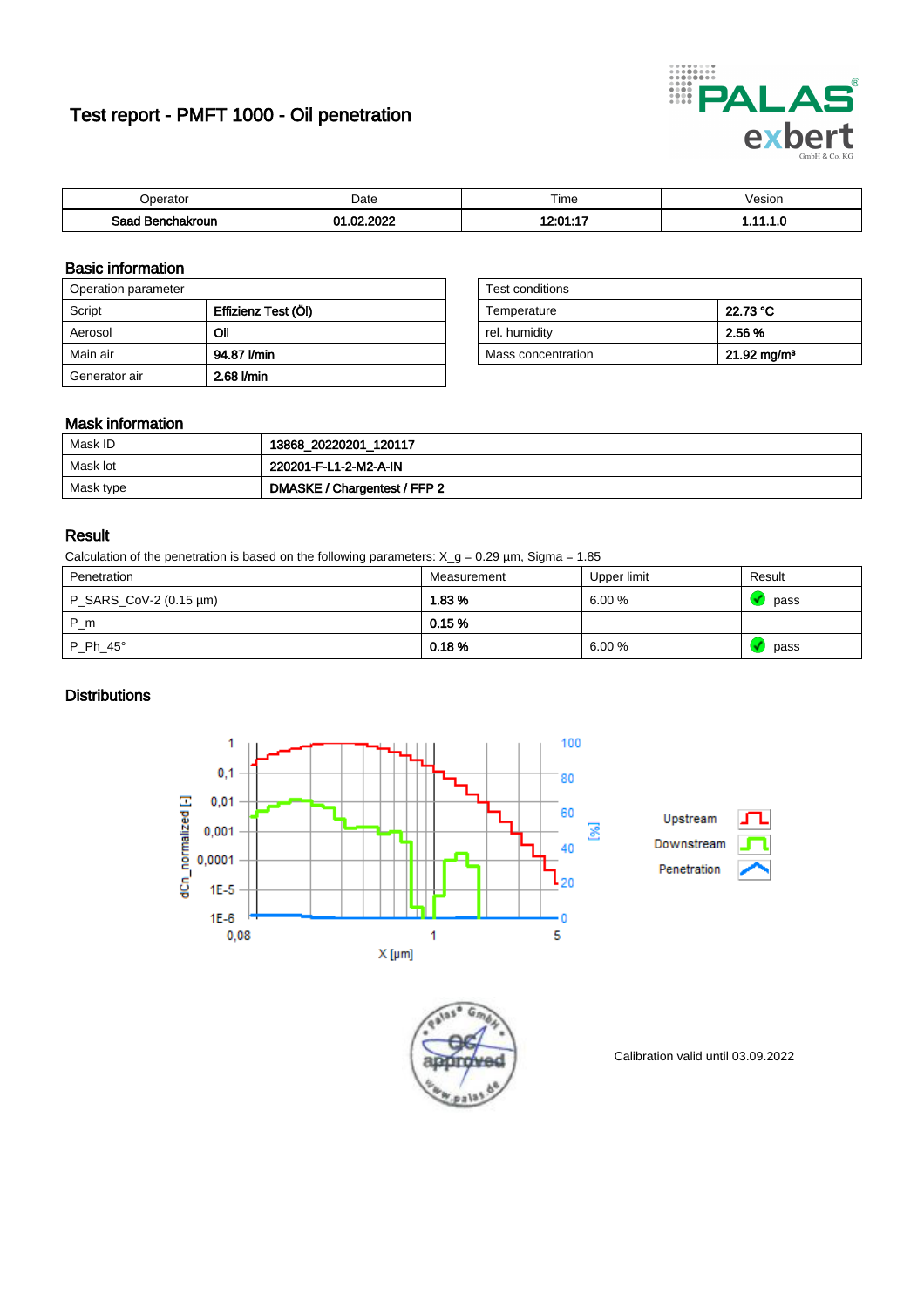# Test report - PMFT 1000 - Oil penetration

| Operator | Date | Time | Vesion |
|---|---|---|---|
| **Saad Benchakroun** | **01.02.2022** | **12:01:17** | **1.11.1.0** |

## Basic information

| Operation parameter | |
|---|---|
| Script | **Effizienz Test (Öl)** |
| Aerosol | **Oil** |
| Main air | **94.87 l/min** |
| Generator air | **2.68 l/min** |

| Test conditions | |
|---|---|
| Temperature | **22.73 °C** |
| rel. humidity | **2.56 %** |
| Mass concentration | **21.92 mg/m³** |

## Mask information

| | |
|---|---|
| Mask ID | **13868_20220201_120117** |
| Mask lot | **220201-F-L1-2-M2-A-IN** |
| Mask type | **DMASKE / Chargentest / FFP 2** |

## Result

Calculation of the penetration is based on the following parameters: $X_g = 0.29$ µm, Sigma = 1.85

| Penetration | Measurement | Upper limit | Result |
|---|---|---|---|
| P_SARS_CoV-2 (0.15 µm) | **1.83 %** | 6.00 % | pass |
| P_m | **0.15 %** | | |
| P_Ph_45° | **0.18 %** | 6.00 % | pass |

## Distributions

dCn_normalized [-]
1
0,1
0,01
0,001
0,0001
1E-5
1E-6
0,08
1
5
X [µm]
[%]
100
80
60
40
20
0

Upstream
Downstream
Penetration

Calibration valid until 03.09.2022